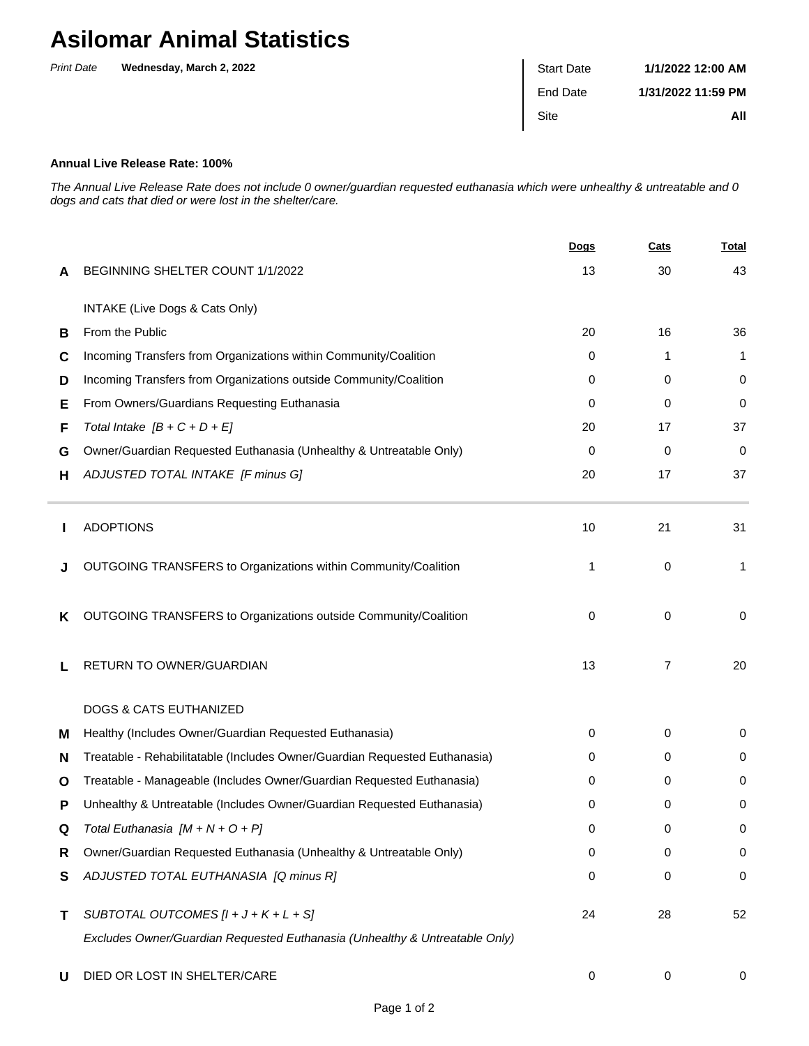# Asilomar Animal Statistics

*Print Date* **Wednesday, March 2, 2022**

| | |
|---|---|
| Start Date | **1/1/2022 12:00 AM** |
| End Date | **1/31/2022 11:59 PM** |
| Site | **All** |

**Annual Live Release Rate: 100%**

*The Annual Live Release Rate does not include 0 owner/guardian requested euthanasia which were unhealthy & untreatable and 0 dogs and cats that died or were lost in the shelter/care.*

| | | Dogs | Cats | Total |
|---|---|---|---|---|
| **A** | BEGINNING SHELTER COUNT 1/1/2022 | 13 | 30 | 43 |
| | INTAKE (Live Dogs & Cats Only) | | | |
| **B** | From the Public | 20 | 16 | 36 |
| **C** | Incoming Transfers from Organizations within Community/Coalition | 0 | 1 | 1 |
| **D** | Incoming Transfers from Organizations outside Community/Coalition | 0 | 0 | 0 |
| **E** | From Owners/Guardians Requesting Euthanasia | 0 | 0 | 0 |
| **F** | *Total Intake [B + C + D + E]* | 20 | 17 | 37 |
| **G** | Owner/Guardian Requested Euthanasia (Unhealthy & Untreatable Only) | 0 | 0 | 0 |
| **H** | *ADJUSTED TOTAL INTAKE [F minus G]* | 20 | 17 | 37 |
| **I** | ADOPTIONS | 10 | 21 | 31 |
| **J** | OUTGOING TRANSFERS to Organizations within Community/Coalition | 1 | 0 | 1 |
| **K** | OUTGOING TRANSFERS to Organizations outside Community/Coalition | 0 | 0 | 0 |
| **L** | RETURN TO OWNER/GUARDIAN | 13 | 7 | 20 |
| | DOGS & CATS EUTHANIZED | | | |
| **M** | Healthy (Includes Owner/Guardian Requested Euthanasia) | 0 | 0 | 0 |
| **N** | Treatable - Rehabilitatable (Includes Owner/Guardian Requested Euthanasia) | 0 | 0 | 0 |
| **O** | Treatable - Manageable (Includes Owner/Guardian Requested Euthanasia) | 0 | 0 | 0 |
| **P** | Unhealthy & Untreatable (Includes Owner/Guardian Requested Euthanasia) | 0 | 0 | 0 |
| **Q** | *Total Euthanasia [M + N + O + P]* | 0 | 0 | 0 |
| **R** | Owner/Guardian Requested Euthanasia (Unhealthy & Untreatable Only) | 0 | 0 | 0 |
| **S** | *ADJUSTED TOTAL EUTHANASIA [Q minus R]* | 0 | 0 | 0 |
| **T** | *SUBTOTAL OUTCOMES [I + J + K + L + S]* | 24 | 28 | 52 |
| | *Excludes Owner/Guardian Requested Euthanasia (Unhealthy & Untreatable Only)* | | | |
| **U** | DIED OR LOST IN SHELTER/CARE | 0 | 0 | 0 |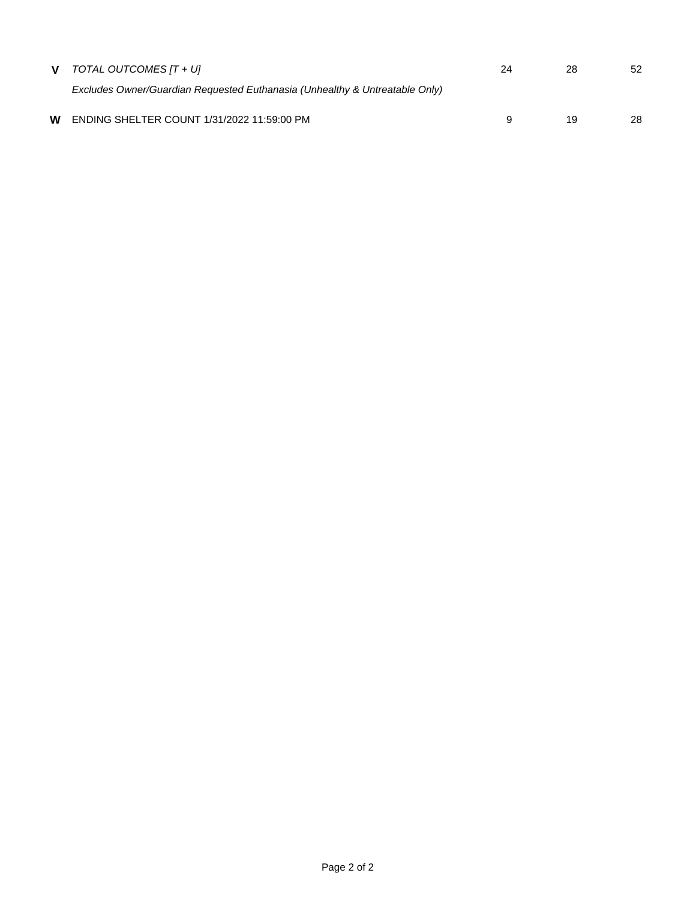| | | | | |
|---|---|---|---|---|
| **V** | *TOTAL OUTCOMES [T + U]* | 24 | 28 | 52 |
| | *Excludes Owner/Guardian Requested Euthanasia (Unhealthy & Untreatable Only)* | | | |
| **W** | ENDING SHELTER COUNT 1/31/2022 11:59:00 PM | 9 | 19 | 28 |